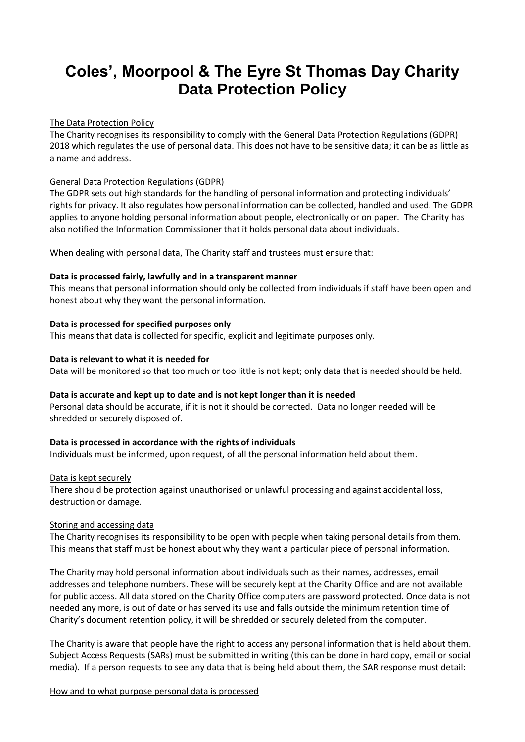# Coles', Moorpool & The Eyre St Thomas Day Charity Data Protection Policy

## The Data Protection Policy

The Charity recognises its responsibility to comply with the General Data Protection Regulations (GDPR) 2018 which regulates the use of personal data. This does not have to be sensitive data; it can be as little as a name and address.

## General Data Protection Regulations (GDPR)

The GDPR sets out high standards for the handling of personal information and protecting individuals' rights for privacy. It also regulates how personal information can be collected, handled and used. The GDPR applies to anyone holding personal information about people, electronically or on paper. The Charity has also notified the Information Commissioner that it holds personal data about individuals.

When dealing with personal data, The Charity staff and trustees must ensure that:

**Data is processed fairly, lawfully and in a transparent manner**

This means that personal information should only be collected from individuals if staff have been open and honest about why they want the personal information.

**Data is processed for specified purposes only**

This means that data is collected for specific, explicit and legitimate purposes only.

**Data is relevant to what it is needed for**

Data will be monitored so that too much or too little is not kept; only data that is needed should be held.

**Data is accurate and kept up to date and is not kept longer than it is needed**

Personal data should be accurate, if it is not it should be corrected. Data no longer needed will be shredded or securely disposed of.

**Data is processed in accordance with the rights of individuals**

Individuals must be informed, upon request, of all the personal information held about them.

## Data is kept securely

There should be protection against unauthorised or unlawful processing and against accidental loss, destruction or damage.

## Storing and accessing data

The Charity recognises its responsibility to be open with people when taking personal details from them. This means that staff must be honest about why they want a particular piece of personal information.

The Charity may hold personal information about individuals such as their names, addresses, email addresses and telephone numbers. These will be securely kept at the Charity Office and are not available for public access. All data stored on the Charity Office computers are password protected. Once data is not needed any more, is out of date or has served its use and falls outside the minimum retention time of Charity's document retention policy, it will be shredded or securely deleted from the computer.

The Charity is aware that people have the right to access any personal information that is held about them. Subject Access Requests (SARs) must be submitted in writing (this can be done in hard copy, email or social media). If a person requests to see any data that is being held about them, the SAR response must detail:

## How and to what purpose personal data is processed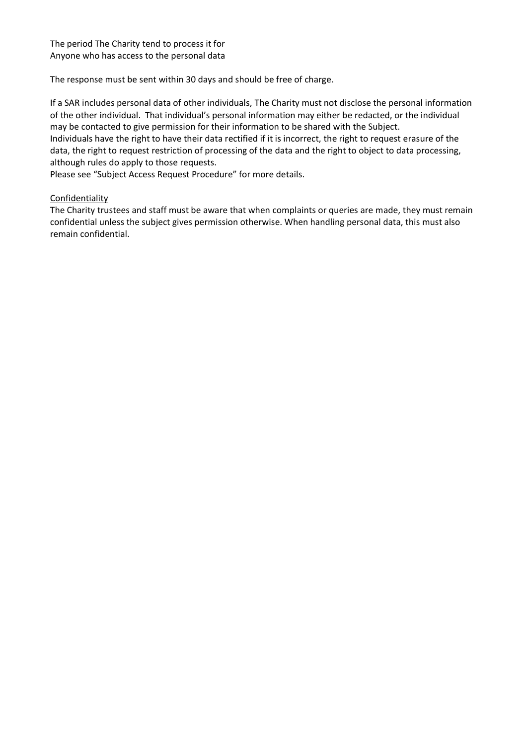The period The Charity tend to process it for
Anyone who has access to the personal data

The response must be sent within 30 days and should be free of charge.

If a SAR includes personal data of other individuals, The Charity must not disclose the personal information of the other individual. That individual's personal information may either be redacted, or the individual may be contacted to give permission for their information to be shared with the Subject.
Individuals have the right to have their data rectified if it is incorrect, the right to request erasure of the data, the right to request restriction of processing of the data and the right to object to data processing, although rules do apply to those requests.
Please see "Subject Access Request Procedure" for more details.

Confidentiality

The Charity trustees and staff must be aware that when complaints or queries are made, they must remain confidential unless the subject gives permission otherwise. When handling personal data, this must also remain confidential.